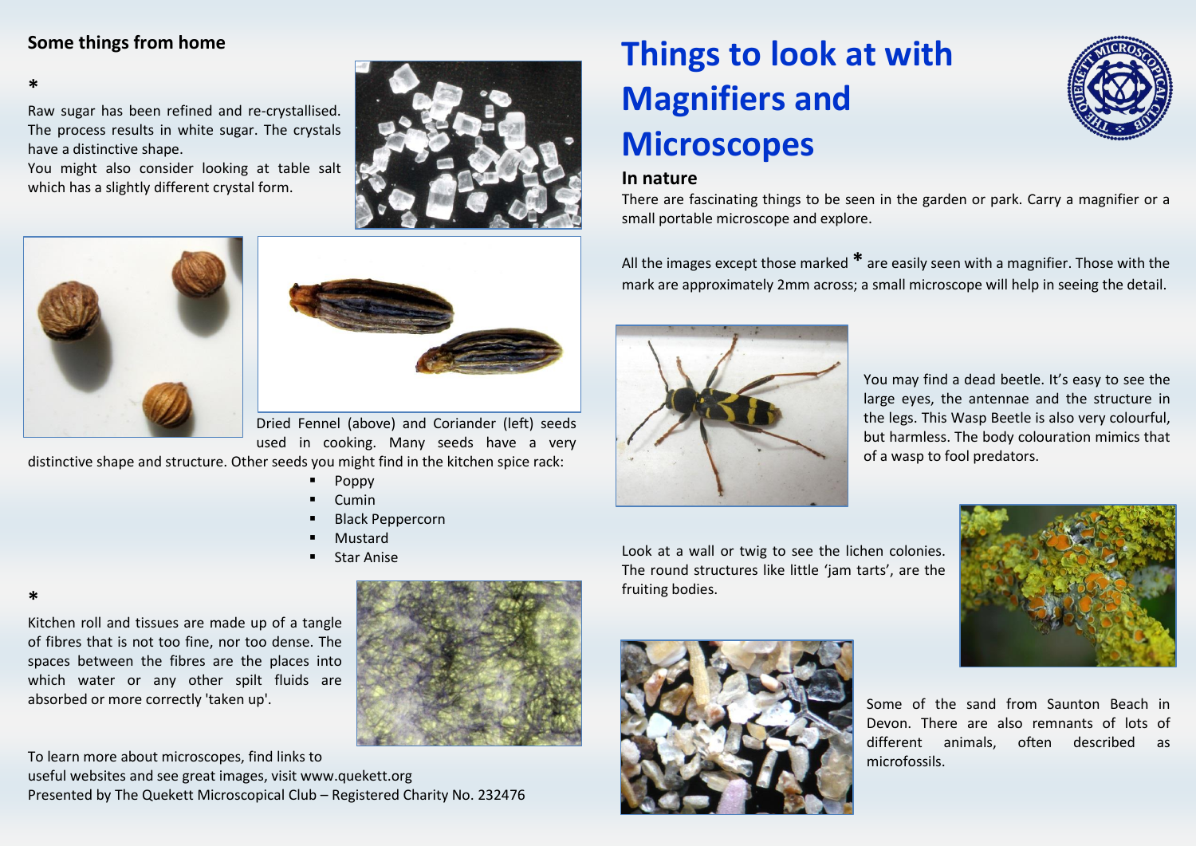# Things to look at with Magnifiers and Microscopes

## In nature

There are fascinating things to be seen in the garden or park. Carry a magnifier or a small portable microscope and explore.

All the images except those marked * are easily seen with a magnifier. Those with the mark are approximately 2mm across; a small microscope will help in seeing the detail.

You may find a dead beetle. It's easy to see the large eyes, the antennae and the structure in the legs. This Wasp Beetle is also very colourful, but harmless. The body colouration mimics that of a wasp to fool predators.

Look at a wall or twig to see the lichen colonies. The round structures like little 'jam tarts', are the fruiting bodies.

Some of the sand from Saunton Beach in Devon. There are also remnants of lots of different animals, often described as microfossils.

## Some things from home

*

Raw sugar has been refined and re-crystallised. The process results in white sugar. The crystals have a distinctive shape.

You might also consider looking at table salt which has a slightly different crystal form.

Dried Fennel (above) and Coriander (left) seeds used in cooking. Many seeds have a very distinctive shape and structure. Other seeds you might find in the kitchen spice rack:

- Poppy
- Cumin
- Black Peppercorn
- Mustard
- Star Anise

*

Kitchen roll and tissues are made up of a tangle of fibres that is not too fine, nor too dense. The spaces between the fibres are the places into which water or any other spilt fluids are absorbed or more correctly 'taken up'.

To learn more about microscopes, find links to useful websites and see great images, visit www.quekett.org

Presented by The Quekett Microscopical Club – Registered Charity No. 232476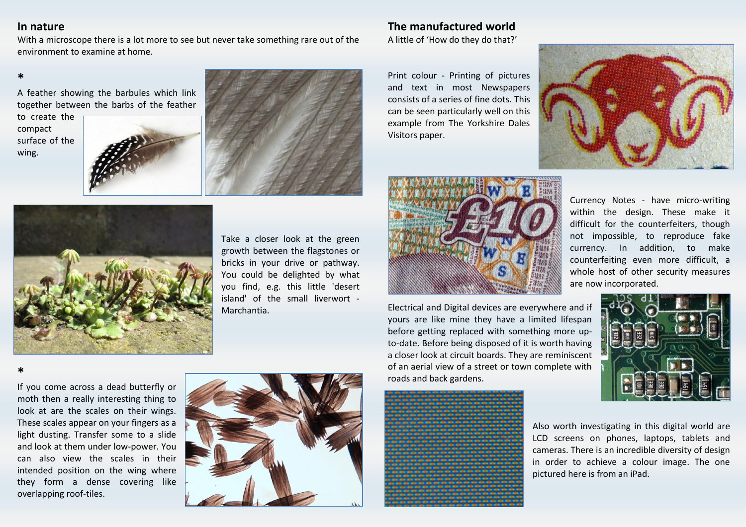## In nature

With a microscope there is a lot more to see but never take something rare out of the environment to examine at home.

*

A feather showing the barbules which link together between the barbs of the feather to create the compact surface of the wing.

Take a closer look at the green growth between the flagstones or bricks in your drive or pathway. You could be delighted by what you find, e.g. this little 'desert island' of the small liverwort - Marchantia.

*

If you come across a dead butterfly or moth then a really interesting thing to look at are the scales on their wings. These scales appear on your fingers as a light dusting. Transfer some to a slide and look at them under low-power. You can also view the scales in their intended position on the wing where they form a dense covering like overlapping roof-tiles.

## The manufactured world

A little of 'How do they do that?'

Print colour - Printing of pictures and text in most Newspapers consists of a series of fine dots. This can be seen particularly well on this example from The Yorkshire Dales Visitors paper.

Currency Notes - have micro-writing within the design. These make it difficult for the counterfeiters, though not impossible, to reproduce fake currency. In addition, to make counterfeiting even more difficult, a whole host of other security measures are now incorporated.

Electrical and Digital devices are everywhere and if yours are like mine they have a limited lifespan before getting replaced with something more up-to-date. Before being disposed of it is worth having a closer look at circuit boards. They are reminiscent of an aerial view of a street or town complete with roads and back gardens.

Also worth investigating in this digital world are LCD screens on phones, laptops, tablets and cameras. There is an incredible diversity of design in order to achieve a colour image. The one pictured here is from an iPad.